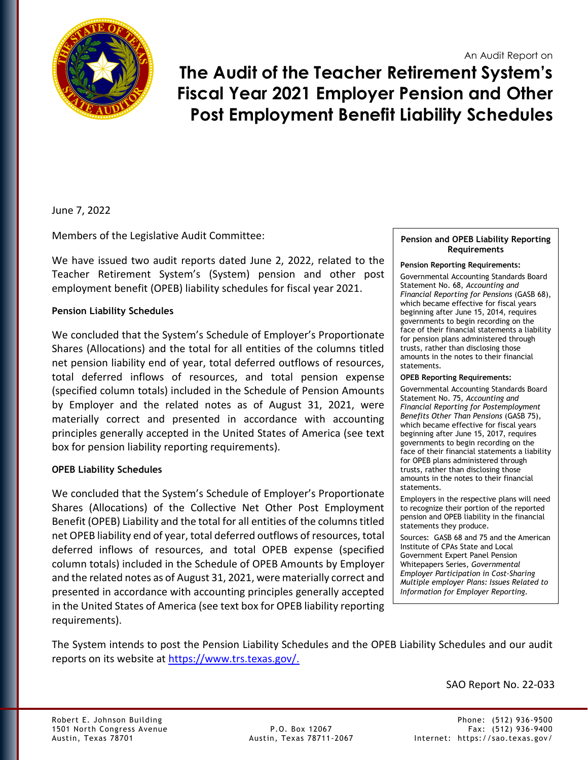An Audit Report on

# The Audit of the Teacher Retirement System's Fiscal Year 2021 Employer Pension and Other Post Employment Benefit Liability Schedules

June 7, 2022

Members of the Legislative Audit Committee:

We have issued two audit reports dated June 2, 2022, related to the Teacher Retirement System's (System) pension and other post employment benefit (OPEB) liability schedules for fiscal year 2021.

**Pension Liability Schedules**

We concluded that the System's Schedule of Employer's Proportionate Shares (Allocations) and the total for all entities of the columns titled net pension liability end of year, total deferred outflows of resources, total deferred inflows of resources, and total pension expense (specified column totals) included in the Schedule of Pension Amounts by Employer and the related notes as of August 31, 2021, were materially correct and presented in accordance with accounting principles generally accepted in the United States of America (see text box for pension liability reporting requirements).

**OPEB Liability Schedules**

We concluded that the System's Schedule of Employer's Proportionate Shares (Allocations) of the Collective Net Other Post Employment Benefit (OPEB) Liability and the total for all entities of the columns titled net OPEB liability end of year, total deferred outflows of resources, total deferred inflows of resources, and total OPEB expense (specified column totals) included in the Schedule of OPEB Amounts by Employer and the related notes as of August 31, 2021, were materially correct and presented in accordance with accounting principles generally accepted in the United States of America (see text box for OPEB liability reporting requirements).

> **Pension and OPEB Liability Reporting Requirements**
>
> **Pension Reporting Requirements:**
>
> Governmental Accounting Standards Board Statement No. 68, *Accounting and Financial Reporting for Pensions* (GASB 68), which became effective for fiscal years beginning after June 15, 2014, requires governments to begin recording on the face of their financial statements a liability for pension plans administered through trusts, rather than disclosing those amounts in the notes to their financial statements.
>
> **OPEB Reporting Requirements:**
>
> Governmental Accounting Standards Board Statement No. 75, *Accounting and Financial Reporting for Postemployment Benefits Other Than Pensions* (GASB 75), which became effective for fiscal years beginning after June 15, 2017, requires governments to begin recording on the face of their financial statements a liability for OPEB plans administered through trusts, rather than disclosing those amounts in the notes to their financial statements.
>
> Employers in the respective plans will need to recognize their portion of the reported pension and OPEB liability in the financial statements they produce.
>
> Sources: GASB 68 and 75 and the American Institute of CPAs State and Local Government Expert Panel Pension Whitepapers Series, *Governmental Employer Participation in Cost-Sharing Multiple employer Plans: Issues Related to Information for Employer Reporting.*

The System intends to post the Pension Liability Schedules and the OPEB Liability Schedules and our audit reports on its website at [https://www.trs.texas.gov/.](https://www.trs.texas.gov/)

SAO Report No. 22-033

Robert E. Johnson Building
1501 North Congress Avenue
Austin, Texas 78701

P.O. Box 12067
Austin, Texas 78711-2067

Phone: (512) 936-9500
Fax: (512) 936-9400
Internet: https://sao.texas.gov/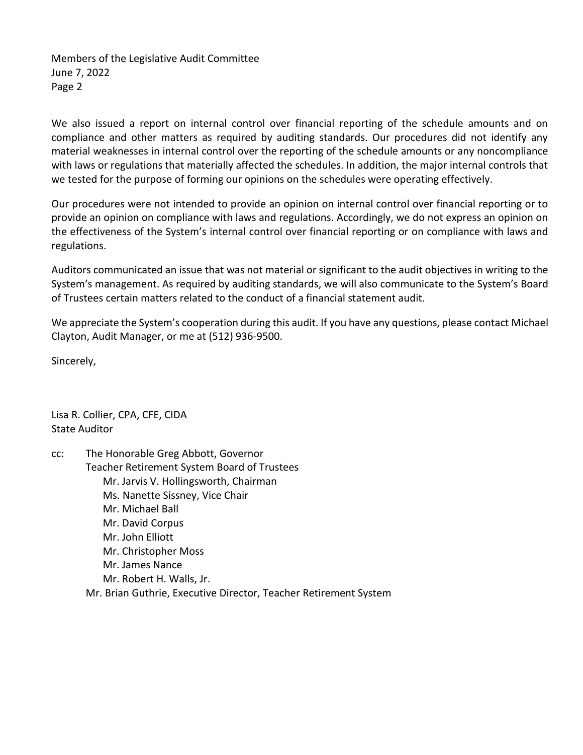Members of the Legislative Audit Committee
June 7, 2022

We also issued a report on internal control over financial reporting of the schedule amounts and on compliance and other matters as required by auditing standards. Our procedures did not identify any material weaknesses in internal control over the reporting of the schedule amounts or any noncompliance with laws or regulations that materially affected the schedules. In addition, the major internal controls that we tested for the purpose of forming our opinions on the schedules were operating effectively.

Our procedures were not intended to provide an opinion on internal control over financial reporting or to provide an opinion on compliance with laws and regulations. Accordingly, we do not express an opinion on the effectiveness of the System's internal control over financial reporting or on compliance with laws and regulations.

Auditors communicated an issue that was not material or significant to the audit objectives in writing to the System's management. As required by auditing standards, we will also communicate to the System's Board of Trustees certain matters related to the conduct of a financial statement audit.

We appreciate the System's cooperation during this audit. If you have any questions, please contact Michael Clayton, Audit Manager, or me at (512) 936-9500.

Sincerely,

Lisa R. Collier, CPA, CFE, CIDA
State Auditor

cc: The Honorable Greg Abbott, Governor
Teacher Retirement System Board of Trustees
- Mr. Jarvis V. Hollingsworth, Chairman
- Ms. Nanette Sissney, Vice Chair
- Mr. Michael Ball
- Mr. David Corpus
- Mr. John Elliott
- Mr. Christopher Moss
- Mr. James Nance
- Mr. Robert H. Walls, Jr.

Mr. Brian Guthrie, Executive Director, Teacher Retirement System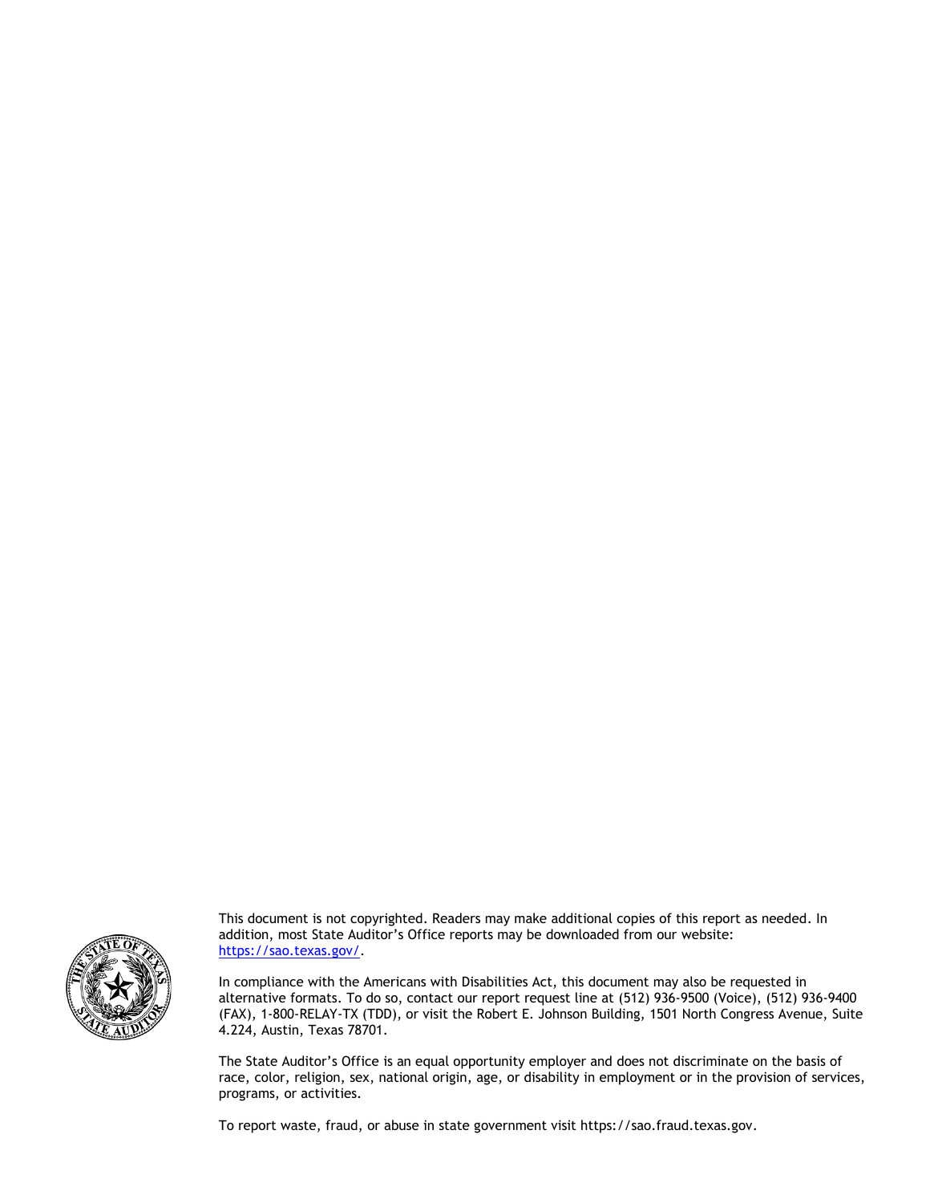This document is not copyrighted. Readers may make additional copies of this report as needed. In addition, most State Auditor's Office reports may be downloaded from our website: [https://sao.texas.gov/](https://sao.texas.gov/).

In compliance with the Americans with Disabilities Act, this document may also be requested in alternative formats. To do so, contact our report request line at (512) 936-9500 (Voice), (512) 936-9400 (FAX), 1-800-RELAY-TX (TDD), or visit the Robert E. Johnson Building, 1501 North Congress Avenue, Suite 4.224, Austin, Texas 78701.

The State Auditor's Office is an equal opportunity employer and does not discriminate on the basis of race, color, religion, sex, national origin, age, or disability in employment or in the provision of services, programs, or activities.

To report waste, fraud, or abuse in state government visit https://sao.fraud.texas.gov.